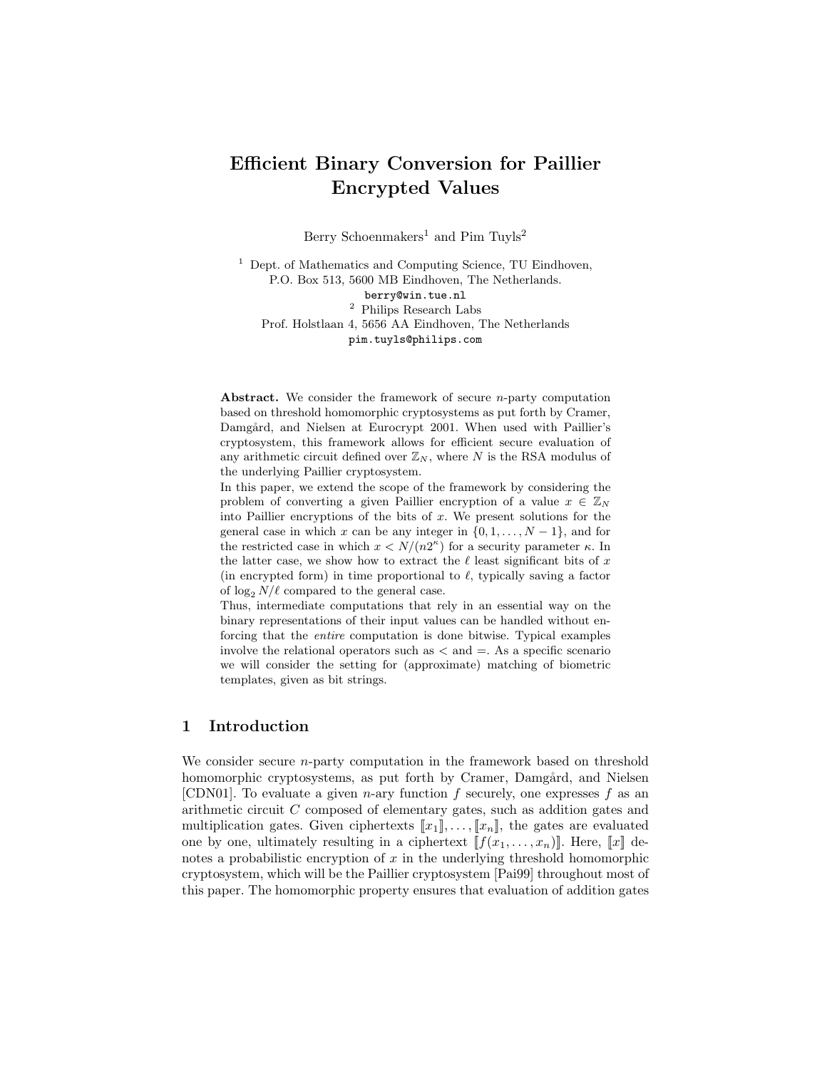# Efficient Binary Conversion for Paillier Encrypted Values

Berry Schoenmakers[1] and Pim Tuyls[2]

[1] Dept. of Mathematics and Computing Science, TU Eindhoven,
P.O. Box 513, 5600 MB Eindhoven, The Netherlands.
berry@win.tue.nl

[2] Philips Research Labs
Prof. Holstlaan 4, 5656 AA Eindhoven, The Netherlands
pim.tuyls@philips.com

**Abstract.** We consider the framework of secure $n$-party computation based on threshold homomorphic cryptosystems as put forth by Cramer, Damgård, and Nielsen at Eurocrypt 2001. When used with Paillier's cryptosystem, this framework allows for efficient secure evaluation of any arithmetic circuit defined over $\mathbb{Z}_N$, where $N$ is the RSA modulus of the underlying Paillier cryptosystem.

In this paper, we extend the scope of the framework by considering the problem of converting a given Paillier encryption of a value $x \in \mathbb{Z}_N$ into Paillier encryptions of the bits of $x$. We present solutions for the general case in which $x$ can be any integer in $\{0, 1, \ldots, N-1\}$, and for the restricted case in which $x < N/(n2^\kappa)$ for a security parameter $\kappa$. In the latter case, we show how to extract the $\ell$ least significant bits of $x$ (in encrypted form) in time proportional to $\ell$, typically saving a factor of $\log_2 N/\ell$ compared to the general case.

Thus, intermediate computations that rely in an essential way on the binary representations of their input values can be handled without enforcing that the *entire* computation is done bitwise. Typical examples involve the relational operators such as $<$ and $=$. As a specific scenario we will consider the setting for (approximate) matching of biometric templates, given as bit strings.

## 1 Introduction

We consider secure $n$-party computation in the framework based on threshold homomorphic cryptosystems, as put forth by Cramer, Damgård, and Nielsen [CDN01]. To evaluate a given $n$-ary function $f$ securely, one expresses $f$ as an arithmetic circuit $C$ composed of elementary gates, such as addition gates and multiplication gates. Given ciphertexts $[\![x_1]\!], \ldots, [\![x_n]\!]$, the gates are evaluated one by one, ultimately resulting in a ciphertext $[\![f(x_1, \ldots, x_n)]\!]$. Here, $[\![x]\!]$ denotes a probabilistic encryption of $x$ in the underlying threshold homomorphic cryptosystem, which will be the Paillier cryptosystem [Pai99] throughout most of this paper. The homomorphic property ensures that evaluation of addition gates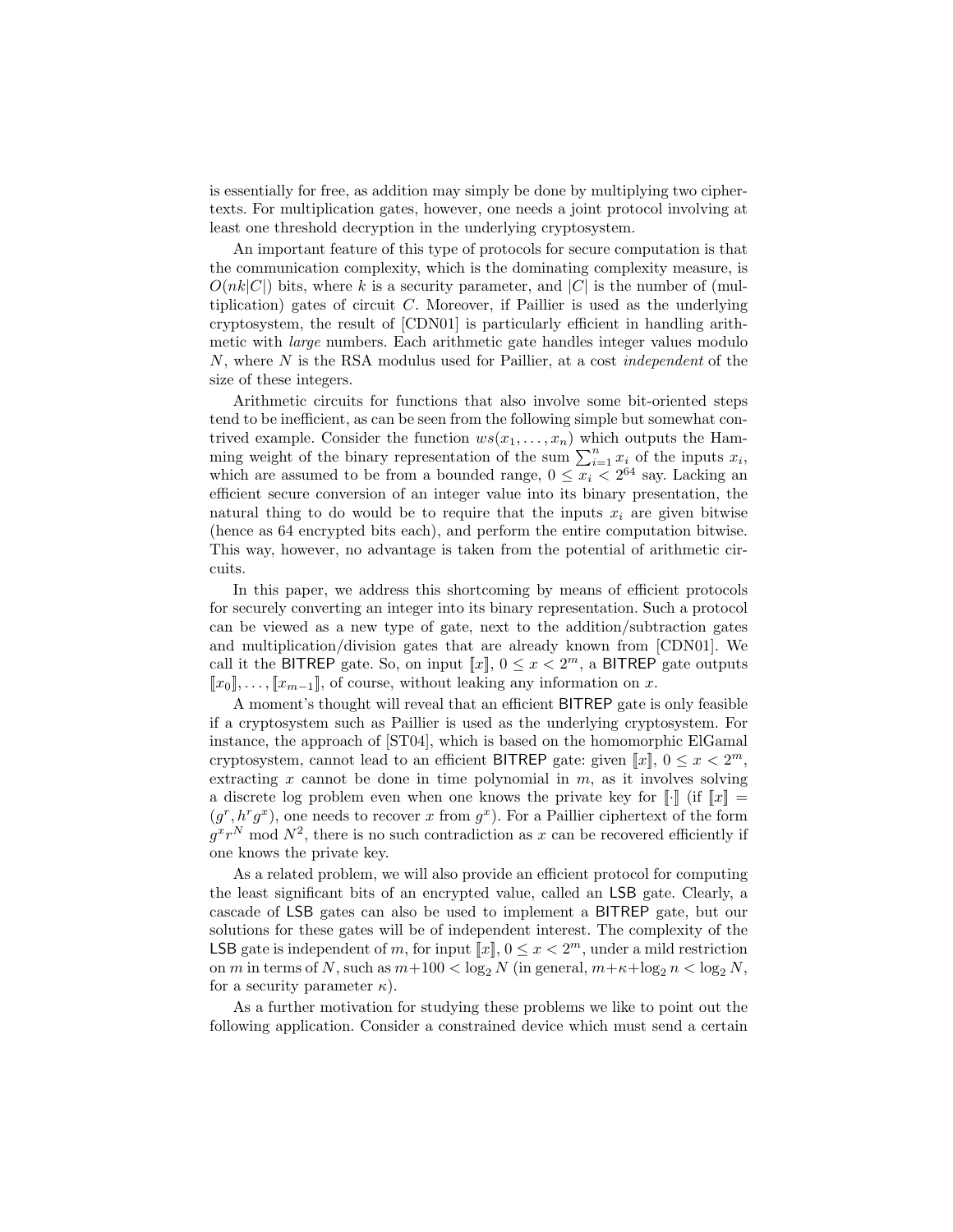is essentially for free, as addition may simply be done by multiplying two ciphertexts. For multiplication gates, however, one needs a joint protocol involving at least one threshold decryption in the underlying cryptosystem.

An important feature of this type of protocols for secure computation is that the communication complexity, which is the dominating complexity measure, is $O(nk|C|)$ bits, where $k$ is a security parameter, and $|C|$ is the number of (multiplication) gates of circuit $C$. Moreover, if Paillier is used as the underlying cryptosystem, the result of [CDN01] is particularly efficient in handling arithmetic with *large* numbers. Each arithmetic gate handles integer values modulo $N$, where $N$ is the RSA modulus used for Paillier, at a cost *independent* of the size of these integers.

Arithmetic circuits for functions that also involve some bit-oriented steps tend to be inefficient, as can be seen from the following simple but somewhat contrived example. Consider the function $ws(x_1, \ldots, x_n)$ which outputs the Hamming weight of the binary representation of the sum $\sum_{i=1}^{n} x_i$ of the inputs $x_i$, which are assumed to be from a bounded range, $0 \le x_i < 2^{64}$ say. Lacking an efficient secure conversion of an integer value into its binary presentation, the natural thing to do would be to require that the inputs $x_i$ are given bitwise (hence as 64 encrypted bits each), and perform the entire computation bitwise. This way, however, no advantage is taken from the potential of arithmetic circuits.

In this paper, we address this shortcoming by means of efficient protocols for securely converting an integer into its binary representation. Such a protocol can be viewed as a new type of gate, next to the addition/subtraction gates and multiplication/division gates that are already known from [CDN01]. We call it the BITREP gate. So, on input $[\![x]\!]$, $0 \le x < 2^m$, a BITREP gate outputs $[\![x_0]\!], \ldots, [\![x_{m-1}]\!]$, of course, without leaking any information on $x$.

A moment's thought will reveal that an efficient BITREP gate is only feasible if a cryptosystem such as Paillier is used as the underlying cryptosystem. For instance, the approach of [ST04], which is based on the homomorphic ElGamal cryptosystem, cannot lead to an efficient BITREP gate: given $[\![x]\!]$, $0 \le x < 2^m$, extracting $x$ cannot be done in time polynomial in $m$, as it involves solving a discrete log problem even when one knows the private key for $[\![\cdot]\!]$ (if $[\![x]\!] = (g^r, h^r g^x)$, one needs to recover $x$ from $g^x$). For a Paillier ciphertext of the form $g^x r^N \bmod N^2$, there is no such contradiction as $x$ can be recovered efficiently if one knows the private key.

As a related problem, we will also provide an efficient protocol for computing the least significant bits of an encrypted value, called an LSB gate. Clearly, a cascade of LSB gates can also be used to implement a BITREP gate, but our solutions for these gates will be of independent interest. The complexity of the LSB gate is independent of $m$, for input $[\![x]\!]$, $0 \le x < 2^m$, under a mild restriction on $m$ in terms of $N$, such as $m+100 < \log_2 N$ (in general, $m+\kappa+\log_2 n < \log_2 N$, for a security parameter $\kappa$).

As a further motivation for studying these problems we like to point out the following application. Consider a constrained device which must send a certain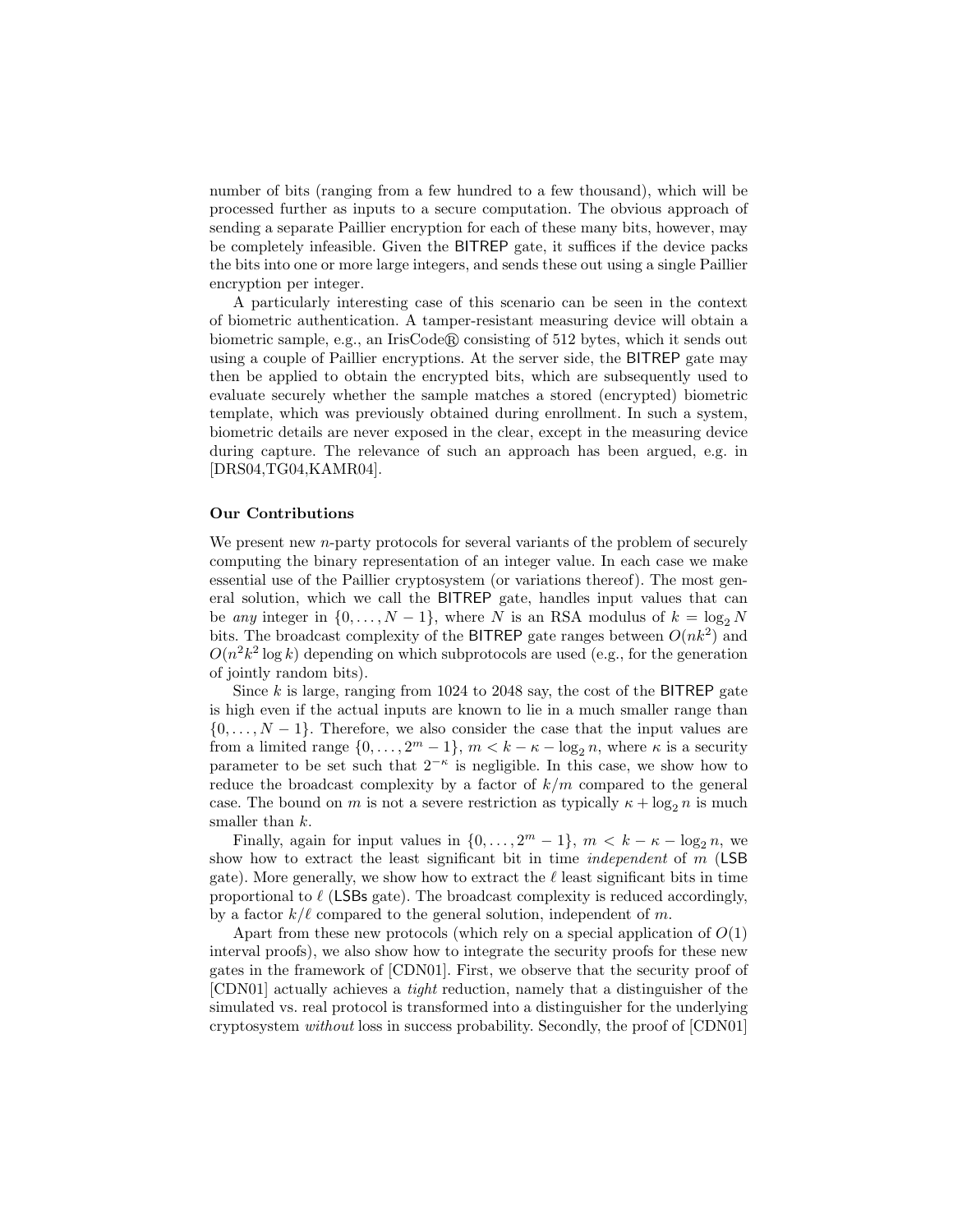number of bits (ranging from a few hundred to a few thousand), which will be processed further as inputs to a secure computation. The obvious approach of sending a separate Paillier encryption for each of these many bits, however, may be completely infeasible. Given the BITREP gate, it suffices if the device packs the bits into one or more large integers, and sends these out using a single Paillier encryption per integer.

A particularly interesting case of this scenario can be seen in the context of biometric authentication. A tamper-resistant measuring device will obtain a biometric sample, e.g., an IrisCode® consisting of 512 bytes, which it sends out using a couple of Paillier encryptions. At the server side, the BITREP gate may then be applied to obtain the encrypted bits, which are subsequently used to evaluate securely whether the sample matches a stored (encrypted) biometric template, which was previously obtained during enrollment. In such a system, biometric details are never exposed in the clear, except in the measuring device during capture. The relevance of such an approach has been argued, e.g. in [DRS04,TG04,KAMR04].

**Our Contributions**

We present new $n$-party protocols for several variants of the problem of securely computing the binary representation of an integer value. In each case we make essential use of the Paillier cryptosystem (or variations thereof). The most general solution, which we call the BITREP gate, handles input values that can be *any* integer in $\{0, \ldots, N-1\}$, where $N$ is an RSA modulus of $k = \log_2 N$ bits. The broadcast complexity of the BITREP gate ranges between $O(nk^2)$ and $O(n^2k^2 \log k)$ depending on which subprotocols are used (e.g., for the generation of jointly random bits).

Since $k$ is large, ranging from 1024 to 2048 say, the cost of the BITREP gate is high even if the actual inputs are known to lie in a much smaller range than $\{0, \ldots, N-1\}$. Therefore, we also consider the case that the input values are from a limited range $\{0, \ldots, 2^m - 1\}$, $m < k - \kappa - \log_2 n$, where $\kappa$ is a security parameter to be set such that $2^{-\kappa}$ is negligible. In this case, we show how to reduce the broadcast complexity by a factor of $k/m$ compared to the general case. The bound on $m$ is not a severe restriction as typically $\kappa + \log_2 n$ is much smaller than $k$.

Finally, again for input values in $\{0, \ldots, 2^m - 1\}$, $m < k - \kappa - \log_2 n$, we show how to extract the least significant bit in time *independent* of $m$ (LSB gate). More generally, we show how to extract the $\ell$ least significant bits in time proportional to $\ell$ (LSBs gate). The broadcast complexity is reduced accordingly, by a factor $k/\ell$ compared to the general solution, independent of $m$.

Apart from these new protocols (which rely on a special application of $O(1)$ interval proofs), we also show how to integrate the security proofs for these new gates in the framework of [CDN01]. First, we observe that the security proof of [CDN01] actually achieves a *tight* reduction, namely that a distinguisher of the simulated vs. real protocol is transformed into a distinguisher for the underlying cryptosystem *without* loss in success probability. Secondly, the proof of [CDN01]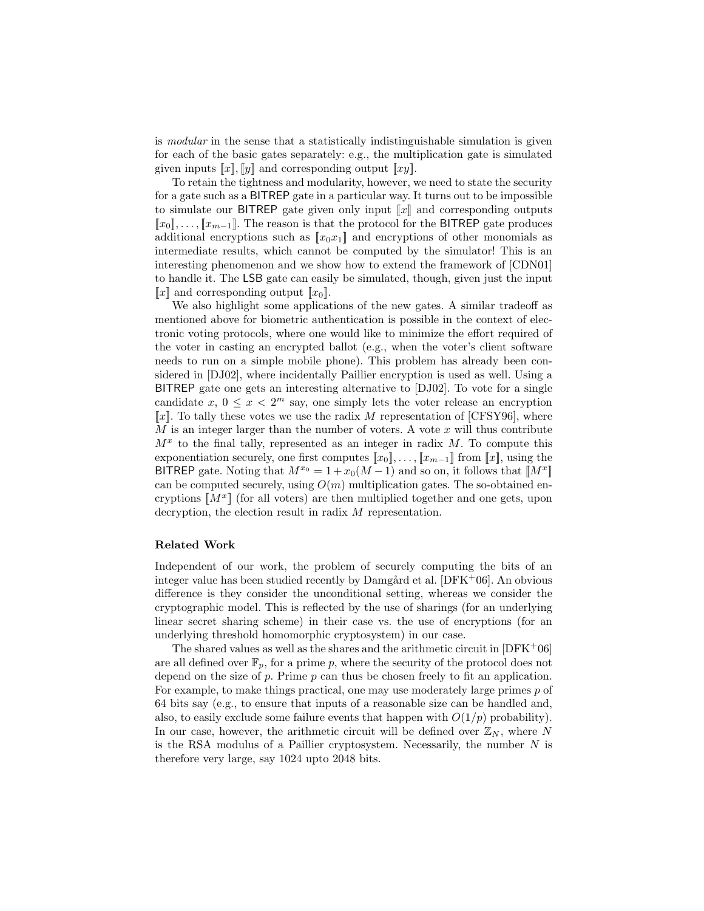is *modular* in the sense that a statistically indistinguishable simulation is given for each of the basic gates separately: e.g., the multiplication gate is simulated given inputs $[\![x]\!], [\![y]\!]$ and corresponding output $[\![xy]\!]$.

To retain the tightness and modularity, however, we need to state the security for a gate such as a BITREP gate in a particular way. It turns out to be impossible to simulate our BITREP gate given only input $[\![x]\!]$ and corresponding outputs $[\![x_0]\!], \ldots, [\![x_{m-1}]\!]$. The reason is that the protocol for the BITREP gate produces additional encryptions such as $[\![x_0 x_1]\!]$ and encryptions of other monomials as intermediate results, which cannot be computed by the simulator! This is an interesting phenomenon and we show how to extend the framework of [CDN01] to handle it. The LSB gate can easily be simulated, though, given just the input $[\![x]\!]$ and corresponding output $[\![x_0]\!]$.

We also highlight some applications of the new gates. A similar tradeoff as mentioned above for biometric authentication is possible in the context of electronic voting protocols, where one would like to minimize the effort required of the voter in casting an encrypted ballot (e.g., when the voter's client software needs to run on a simple mobile phone). This problem has already been considered in [DJ02], where incidentally Paillier encryption is used as well. Using a BITREP gate one gets an interesting alternative to [DJ02]. To vote for a single candidate $x$, $0 \leq x < 2^m$ say, one simply lets the voter release an encryption $[\![x]\!]$. To tally these votes we use the radix $M$ representation of [CFSY96], where $M$ is an integer larger than the number of voters. A vote $x$ will thus contribute $M^x$ to the final tally, represented as an integer in radix $M$. To compute this exponentiation securely, one first computes $[\![x_0]\!], \ldots, [\![x_{m-1}]\!]$ from $[\![x]\!]$, using the BITREP gate. Noting that $M^{x_0} = 1 + x_0(M-1)$ and so on, it follows that $[\![M^x]\!]$ can be computed securely, using $O(m)$ multiplication gates. The so-obtained encryptions $[\![M^x]\!]$ (for all voters) are then multiplied together and one gets, upon decryption, the election result in radix $M$ representation.

#### Related Work

Independent of our work, the problem of securely computing the bits of an integer value has been studied recently by Damgård et al. [DFK+06]. An obvious difference is they consider the unconditional setting, whereas we consider the cryptographic model. This is reflected by the use of sharings (for an underlying linear secret sharing scheme) in their case vs. the use of encryptions (for an underlying threshold homomorphic cryptosystem) in our case.

The shared values as well as the shares and the arithmetic circuit in [DFK+06] are all defined over $\mathbb{F}_p$, for a prime $p$, where the security of the protocol does not depend on the size of $p$. Prime $p$ can thus be chosen freely to fit an application. For example, to make things practical, one may use moderately large primes $p$ of 64 bits say (e.g., to ensure that inputs of a reasonable size can be handled and, also, to easily exclude some failure events that happen with $O(1/p)$ probability). In our case, however, the arithmetic circuit will be defined over $\mathbb{Z}_N$, where $N$ is the RSA modulus of a Paillier cryptosystem. Necessarily, the number $N$ is therefore very large, say 1024 upto 2048 bits.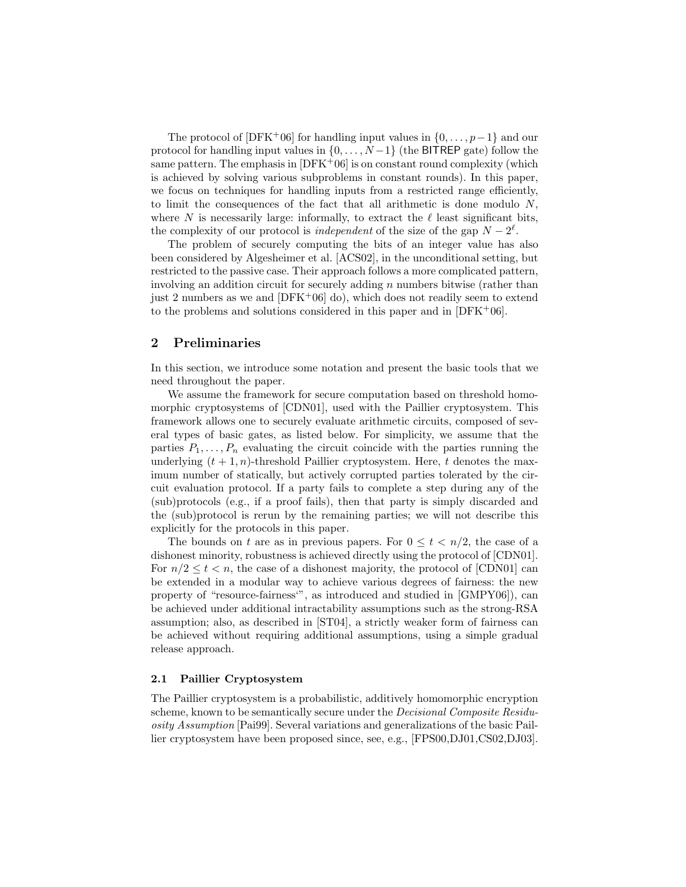The protocol of [DFK$^+$06] for handling input values in $\{0,\ldots,p-1\}$ and our protocol for handling input values in $\{0,\ldots,N-1\}$ (the BITREP gate) follow the same pattern. The emphasis in [DFK$^+$06] is on constant round complexity (which is achieved by solving various subproblems in constant rounds). In this paper, we focus on techniques for handling inputs from a restricted range efficiently, to limit the consequences of the fact that all arithmetic is done modulo $N$, where $N$ is necessarily large: informally, to extract the $\ell$ least significant bits, the complexity of our protocol is *independent* of the size of the gap $N - 2^\ell$.

The problem of securely computing the bits of an integer value has also been considered by Algesheimer et al. [ACS02], in the unconditional setting, but restricted to the passive case. Their approach follows a more complicated pattern, involving an addition circuit for securely adding $n$ numbers bitwise (rather than just 2 numbers as we and [DFK$^+$06] do), which does not readily seem to extend to the problems and solutions considered in this paper and in [DFK$^+$06].

## 2 Preliminaries

In this section, we introduce some notation and present the basic tools that we need throughout the paper.

We assume the framework for secure computation based on threshold homomorphic cryptosystems of [CDN01], used with the Paillier cryptosystem. This framework allows one to securely evaluate arithmetic circuits, composed of several types of basic gates, as listed below. For simplicity, we assume that the parties $P_1,\ldots,P_n$ evaluating the circuit coincide with the parties running the underlying $(t+1,n)$-threshold Paillier cryptosystem. Here, $t$ denotes the maximum number of statically, but actively corrupted parties tolerated by the circuit evaluation protocol. If a party fails to complete a step during any of the (sub)protocols (e.g., if a proof fails), then that party is simply discarded and the (sub)protocol is rerun by the remaining parties; we will not describe this explicitly for the protocols in this paper.

The bounds on $t$ are as in previous papers. For $0 \le t < n/2$, the case of a dishonest minority, robustness is achieved directly using the protocol of [CDN01]. For $n/2 \le t < n$, the case of a dishonest majority, the protocol of [CDN01] can be extended in a modular way to achieve various degrees of fairness: the new property of "resource-fairness'", as introduced and studied in [GMPY06]), can be achieved under additional intractability assumptions such as the strong-RSA assumption; also, as described in [ST04], a strictly weaker form of fairness can be achieved without requiring additional assumptions, using a simple gradual release approach.

### 2.1 Paillier Cryptosystem

The Paillier cryptosystem is a probabilistic, additively homomorphic encryption scheme, known to be semantically secure under the *Decisional Composite Residuosity Assumption* [Pai99]. Several variations and generalizations of the basic Paillier cryptosystem have been proposed since, see, e.g., [FPS00,DJ01,CS02,DJ03].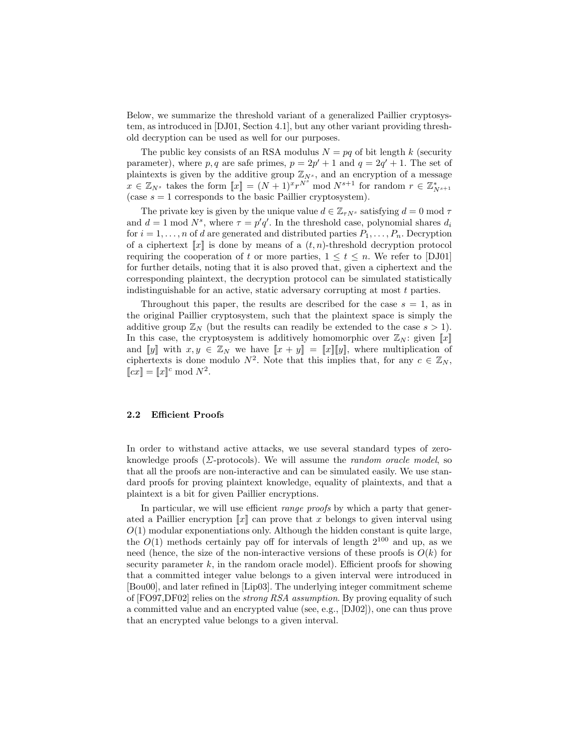Below, we summarize the threshold variant of a generalized Paillier cryptosystem, as introduced in [DJ01, Section 4.1], but any other variant providing threshold decryption can be used as well for our purposes.

The public key consists of an RSA modulus $N = pq$ of bit length $k$ (security parameter), where $p, q$ are safe primes, $p = 2p' + 1$ and $q = 2q' + 1$. The set of plaintexts is given by the additive group $\mathbb{Z}_{N^s}$, and an encryption of a message $x \in \mathbb{Z}_{N^s}$ takes the form $[\![x]\!] = (N+1)^x r^{N^s} \bmod N^{s+1}$ for random $r \in \mathbb{Z}^*_{N^{s+1}}$ (case $s = 1$ corresponds to the basic Paillier cryptosystem).

The private key is given by the unique value $d \in \mathbb{Z}_{\tau N^s}$ satisfying $d = 0 \bmod \tau$ and $d = 1 \bmod N^s$, where $\tau = p'q'$. In the threshold case, polynomial shares $d_i$ for $i = 1, \ldots, n$ of $d$ are generated and distributed parties $P_1, \ldots, P_n$. Decryption of a ciphertext $[\![x]\!]$ is done by means of a $(t, n)$-threshold decryption protocol requiring the cooperation of $t$ or more parties, $1 \le t \le n$. We refer to [DJ01] for further details, noting that it is also proved that, given a ciphertext and the corresponding plaintext, the decryption protocol can be simulated statistically indistinguishable for an active, static adversary corrupting at most $t$ parties.

Throughout this paper, the results are described for the case $s = 1$, as in the original Paillier cryptosystem, such that the plaintext space is simply the additive group $\mathbb{Z}_N$ (but the results can readily be extended to the case $s > 1$). In this case, the cryptosystem is additively homomorphic over $\mathbb{Z}_N$: given $[\![x]\!]$ and $[\![y]\!]$ with $x, y \in \mathbb{Z}_N$ we have $[\![x + y]\!] = [\![x]\!][\![y]\!]$, where multiplication of ciphertexts is done modulo $N^2$. Note that this implies that, for any $c \in \mathbb{Z}_N$, $[\![cx]\!] = [\![x]\!]^c \bmod N^2$.

## 2.2 Efficient Proofs

In order to withstand active attacks, we use several standard types of zero-knowledge proofs ($\Sigma$-protocols). We will assume the *random oracle model*, so that all the proofs are non-interactive and can be simulated easily. We use standard proofs for proving plaintext knowledge, equality of plaintexts, and that a plaintext is a bit for given Paillier encryptions.

In particular, we will use efficient *range proofs* by which a party that generated a Paillier encryption $[\![x]\!]$ can prove that $x$ belongs to given interval using $O(1)$ modular exponentiations only. Although the hidden constant is quite large, the $O(1)$ methods certainly pay off for intervals of length $2^{100}$ and up, as we need (hence, the size of the non-interactive versions of these proofs is $O(k)$ for security parameter $k$, in the random oracle model). Efficient proofs for showing that a committed integer value belongs to a given interval were introduced in [Bou00], and later refined in [Lip03]. The underlying integer commitment scheme of [FO97,DF02] relies on the *strong RSA assumption*. By proving equality of such a committed value and an encrypted value (see, e.g., [DJ02]), one can thus prove that an encrypted value belongs to a given interval.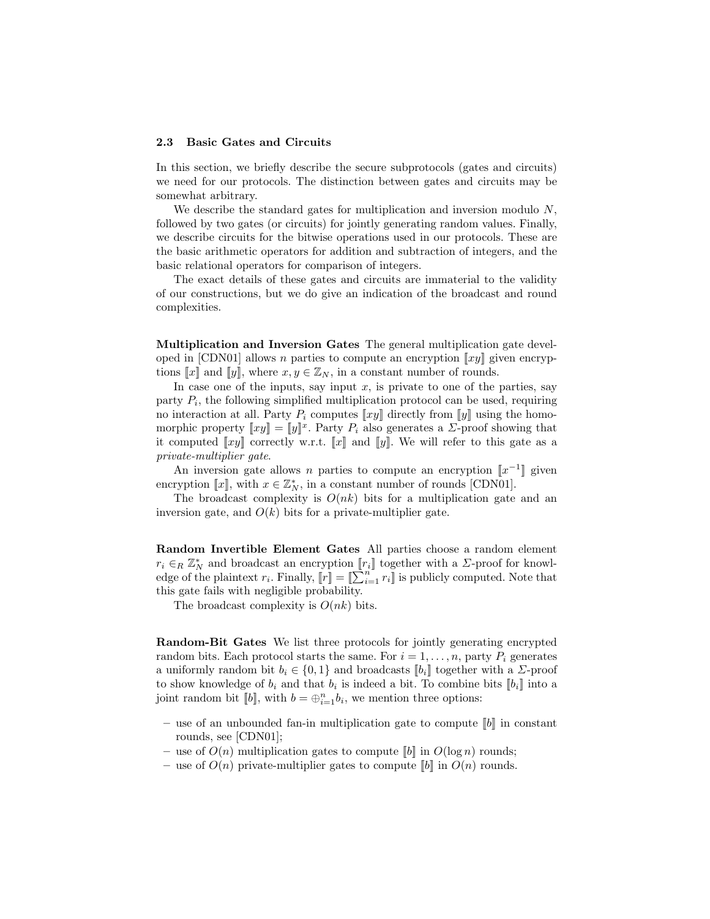### 2.3 Basic Gates and Circuits

In this section, we briefly describe the secure subprotocols (gates and circuits) we need for our protocols. The distinction between gates and circuits may be somewhat arbitrary.

We describe the standard gates for multiplication and inversion modulo $N$, followed by two gates (or circuits) for jointly generating random values. Finally, we describe circuits for the bitwise operations used in our protocols. These are the basic arithmetic operators for addition and subtraction of integers, and the basic relational operators for comparison of integers.

The exact details of these gates and circuits are immaterial to the validity of our constructions, but we do give an indication of the broadcast and round complexities.

**Multiplication and Inversion Gates** The general multiplication gate developed in [CDN01] allows $n$ parties to compute an encryption $[\![xy]\!]$ given encryptions $[\![x]\!]$ and $[\![y]\!]$, where $x, y \in \mathbb{Z}_N$, in a constant number of rounds.

In case one of the inputs, say input $x$, is private to one of the parties, say party $P_i$, the following simplified multiplication protocol can be used, requiring no interaction at all. Party $P_i$ computes $[\![xy]\!]$ directly from $[\![y]\!]$ using the homomorphic property $[\![xy]\!] = [\![y]\!]^x$. Party $P_i$ also generates a $\Sigma$-proof showing that it computed $[\![xy]\!]$ correctly w.r.t. $[\![x]\!]$ and $[\![y]\!]$. We will refer to this gate as a *private-multiplier gate*.

An inversion gate allows $n$ parties to compute an encryption $[\![x^{-1}]\!]$ given encryption $[\![x]\!]$, with $x \in \mathbb{Z}_N^*$, in a constant number of rounds [CDN01].

The broadcast complexity is $O(nk)$ bits for a multiplication gate and an inversion gate, and $O(k)$ bits for a private-multiplier gate.

**Random Invertible Element Gates** All parties choose a random element $r_i \in_R \mathbb{Z}_N^*$ and broadcast an encryption $[\![r_i]\!]$ together with a $\Sigma$-proof for knowledge of the plaintext $r_i$. Finally, $[\![r]\!] = [\![\sum_{i=1}^{n} r_i]\!]$ is publicly computed. Note that this gate fails with negligible probability.

The broadcast complexity is $O(nk)$ bits.

**Random-Bit Gates** We list three protocols for jointly generating encrypted random bits. Each protocol starts the same. For $i = 1, \ldots, n$, party $P_i$ generates a uniformly random bit $b_i \in \{0, 1\}$ and broadcasts $[\![b_i]\!]$ together with a $\Sigma$-proof to show knowledge of $b_i$ and that $b_i$ is indeed a bit. To combine bits $[\![b_i]\!]$ into a joint random bit $[\![b]\!]$, with $b = \oplus_{i=1}^{n} b_i$, we mention three options:

- use of an unbounded fan-in multiplication gate to compute $[\![b]\!]$ in constant rounds, see [CDN01];
- use of $O(n)$ multiplication gates to compute $[\![b]\!]$ in $O(\log n)$ rounds;
- use of $O(n)$ private-multiplier gates to compute $[\![b]\!]$ in $O(n)$ rounds.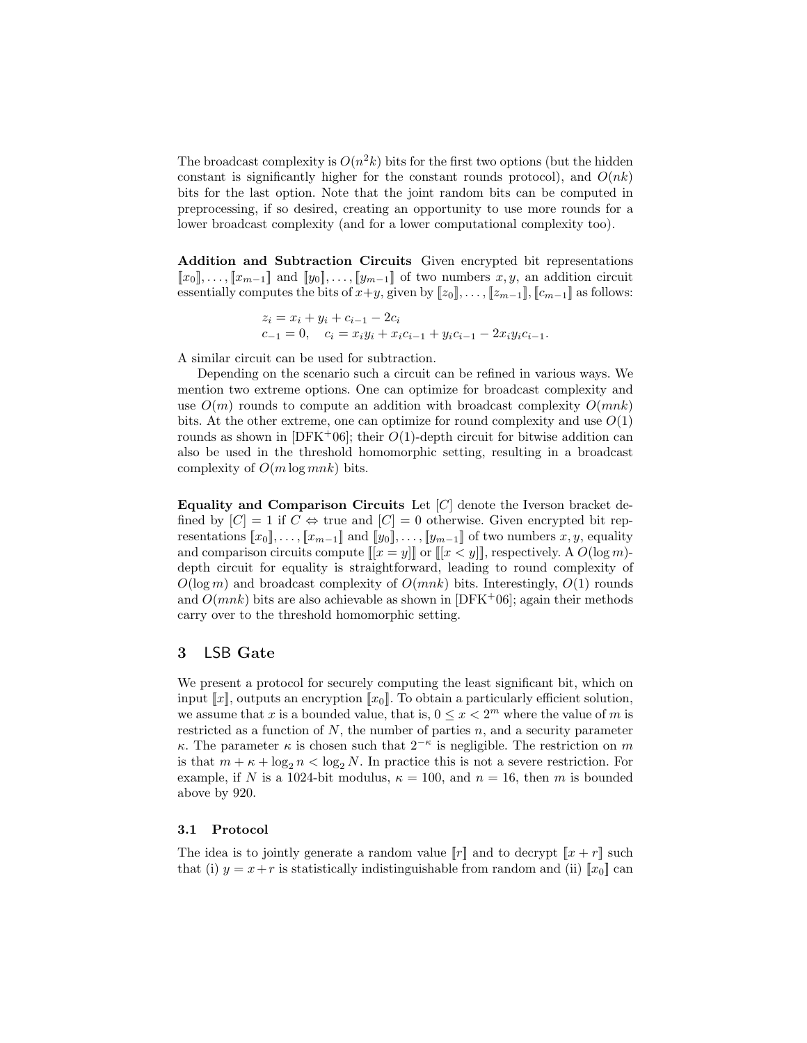The broadcast complexity is $O(n^2k)$ bits for the first two options (but the hidden constant is significantly higher for the constant rounds protocol), and $O(nk)$ bits for the last option. Note that the joint random bits can be computed in preprocessing, if so desired, creating an opportunity to use more rounds for a lower broadcast complexity (and for a lower computational complexity too).

**Addition and Subtraction Circuits** Given encrypted bit representations $[\![x_0]\!], \ldots, [\![x_{m-1}]\!]$ and $[\![y_0]\!], \ldots, [\![y_{m-1}]\!]$ of two numbers $x, y$, an addition circuit essentially computes the bits of $x+y$, given by $[\![z_0]\!], \ldots, [\![z_{m-1}]\!], [\![c_{m-1}]\!]$ as follows:

$$z_i = x_i + y_i + c_{i-1} - 2c_i$$
$$c_{-1} = 0, \quad c_i = x_i y_i + x_i c_{i-1} + y_i c_{i-1} - 2x_i y_i c_{i-1}.$$

A similar circuit can be used for subtraction.

Depending on the scenario such a circuit can be refined in various ways. We mention two extreme options. One can optimize for broadcast complexity and use $O(m)$ rounds to compute an addition with broadcast complexity $O(mnk)$ bits. At the other extreme, one can optimize for round complexity and use $O(1)$ rounds as shown in [DFK+06]; their $O(1)$-depth circuit for bitwise addition can also be used in the threshold homomorphic setting, resulting in a broadcast complexity of $O(m \log mnk)$ bits.

**Equality and Comparison Circuits** Let $[C]$ denote the Iverson bracket defined by $[C] = 1$ if $C \Leftrightarrow$ true and $[C] = 0$ otherwise. Given encrypted bit representations $[\![x_0]\!], \ldots, [\![x_{m-1}]\!]$ and $[\![y_0]\!], \ldots, [\![y_{m-1}]\!]$ of two numbers $x, y$, equality and comparison circuits compute $[\![[x = y]]\!]$ or $[\![[x < y]]\!]$, respectively. A $O(\log m)$-depth circuit for equality is straightforward, leading to round complexity of $O(\log m)$ and broadcast complexity of $O(mnk)$ bits. Interestingly, $O(1)$ rounds and $O(mnk)$ bits are also achievable as shown in [DFK+06]; again their methods carry over to the threshold homomorphic setting.

## 3 LSB Gate

We present a protocol for securely computing the least significant bit, which on input $[\![x]\!]$, outputs an encryption $[\![x_0]\!]$. To obtain a particularly efficient solution, we assume that $x$ is a bounded value, that is, $0 \leq x < 2^m$ where the value of $m$ is restricted as a function of $N$, the number of parties $n$, and a security parameter $\kappa$. The parameter $\kappa$ is chosen such that $2^{-\kappa}$ is negligible. The restriction on $m$ is that $m + \kappa + \log_2 n < \log_2 N$. In practice this is not a severe restriction. For example, if $N$ is a 1024-bit modulus, $\kappa = 100$, and $n = 16$, then $m$ is bounded above by 920.

### 3.1 Protocol

The idea is to jointly generate a random value $[\![r]\!]$ and to decrypt $[\![x + r]\!]$ such that (i) $y = x + r$ is statistically indistinguishable from random and (ii) $[\![x_0]\!]$ can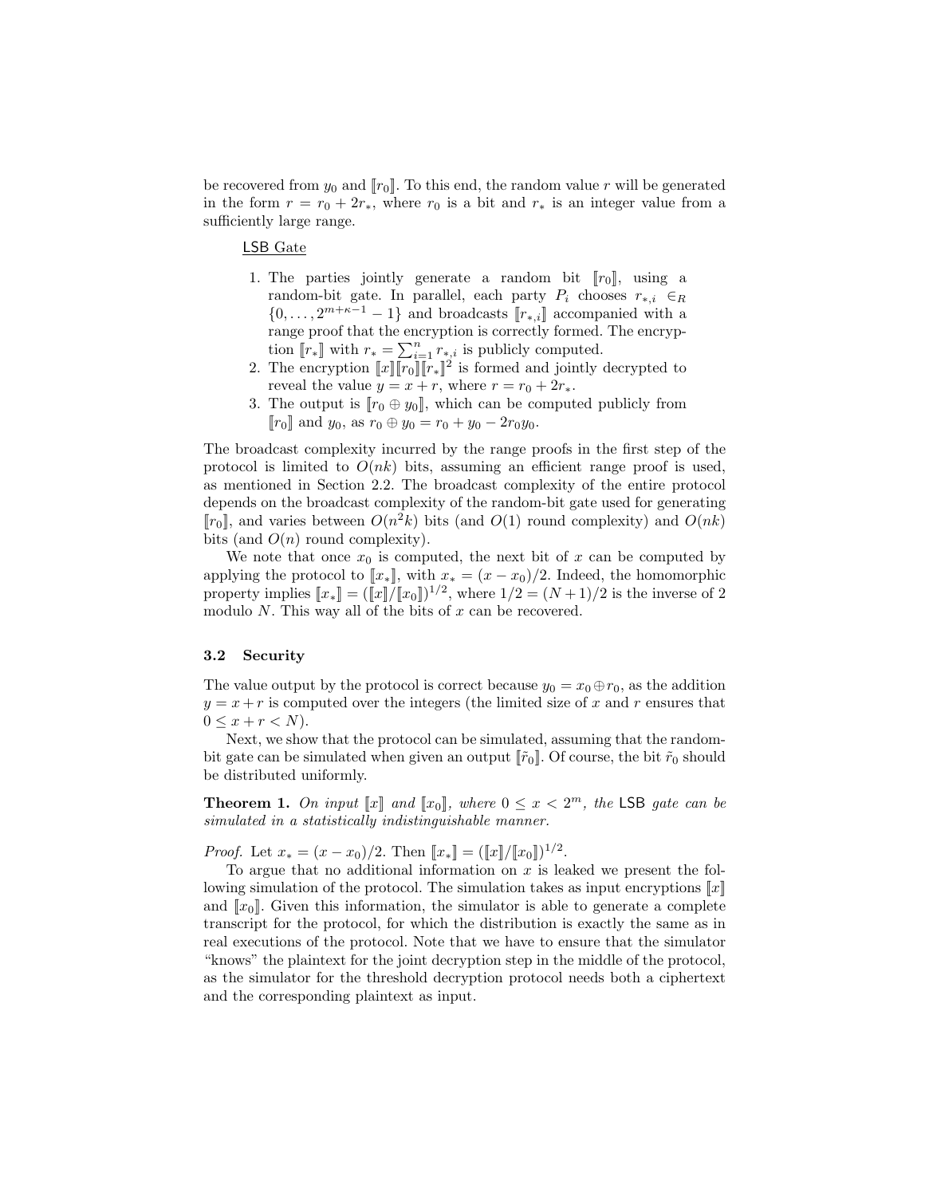be recovered from $y_0$ and $[\![r_0]\!]$. To this end, the random value $r$ will be generated in the form $r = r_0 + 2r_*$, where $r_0$ is a bit and $r_*$ is an integer value from a sufficiently large range.

LSB Gate

1. The parties jointly generate a random bit $[\![r_0]\!]$, using a random-bit gate. In parallel, each party $P_i$ chooses $r_{*,i} \in_R \{0, \ldots, 2^{m+\kappa-1} - 1\}$ and broadcasts $[\![r_{*,i}]\!]$ accompanied with a range proof that the encryption is correctly formed. The encryption $[\![r_*]\!]$ with $r_* = \sum_{i=1}^{n} r_{*,i}$ is publicly computed.
2. The encryption $[\![x]\!][\![r_0]\!][\![r_*]\!]^2$ is formed and jointly decrypted to reveal the value $y = x + r$, where $r = r_0 + 2r_*$.
3. The output is $[\![r_0 \oplus y_0]\!]$, which can be computed publicly from $[\![r_0]\!]$ and $y_0$, as $r_0 \oplus y_0 = r_0 + y_0 - 2r_0y_0$.

The broadcast complexity incurred by the range proofs in the first step of the protocol is limited to $O(nk)$ bits, assuming an efficient range proof is used, as mentioned in Section 2.2. The broadcast complexity of the entire protocol depends on the broadcast complexity of the random-bit gate used for generating $[\![r_0]\!]$, and varies between $O(n^2k)$ bits (and $O(1)$ round complexity) and $O(nk)$ bits (and $O(n)$ round complexity).

We note that once $x_0$ is computed, the next bit of $x$ can be computed by applying the protocol to $[\![x_*]\!]$, with $x_* = (x - x_0)/2$. Indeed, the homomorphic property implies $[\![x_*]\!] = ([\![x]\!]/[\![x_0]\!])^{1/2}$, where $1/2 = (N+1)/2$ is the inverse of 2 modulo $N$. This way all of the bits of $x$ can be recovered.

### 3.2 Security

The value output by the protocol is correct because $y_0 = x_0 \oplus r_0$, as the addition $y = x + r$ is computed over the integers (the limited size of $x$ and $r$ ensures that $0 \leq x + r < N$).

Next, we show that the protocol can be simulated, assuming that the random-bit gate can be simulated when given an output $[\![\tilde{r}_0]\!]$. Of course, the bit $\tilde{r}_0$ should be distributed uniformly.

**Theorem 1.** *On input $[\![x]\!]$ and $[\![x_0]\!]$, where $0 \leq x < 2^m$, the* LSB *gate can be simulated in a statistically indistinguishable manner.*

*Proof.* Let $x_* = (x - x_0)/2$. Then $[\![x_*]\!] = ([\![x]\!]/[\![x_0]\!])^{1/2}$.

To argue that no additional information on $x$ is leaked we present the following simulation of the protocol. The simulation takes as input encryptions $[\![x]\!]$ and $[\![x_0]\!]$. Given this information, the simulator is able to generate a complete transcript for the protocol, for which the distribution is exactly the same as in real executions of the protocol. Note that we have to ensure that the simulator "knows" the plaintext for the joint decryption step in the middle of the protocol, as the simulator for the threshold decryption protocol needs both a ciphertext and the corresponding plaintext as input.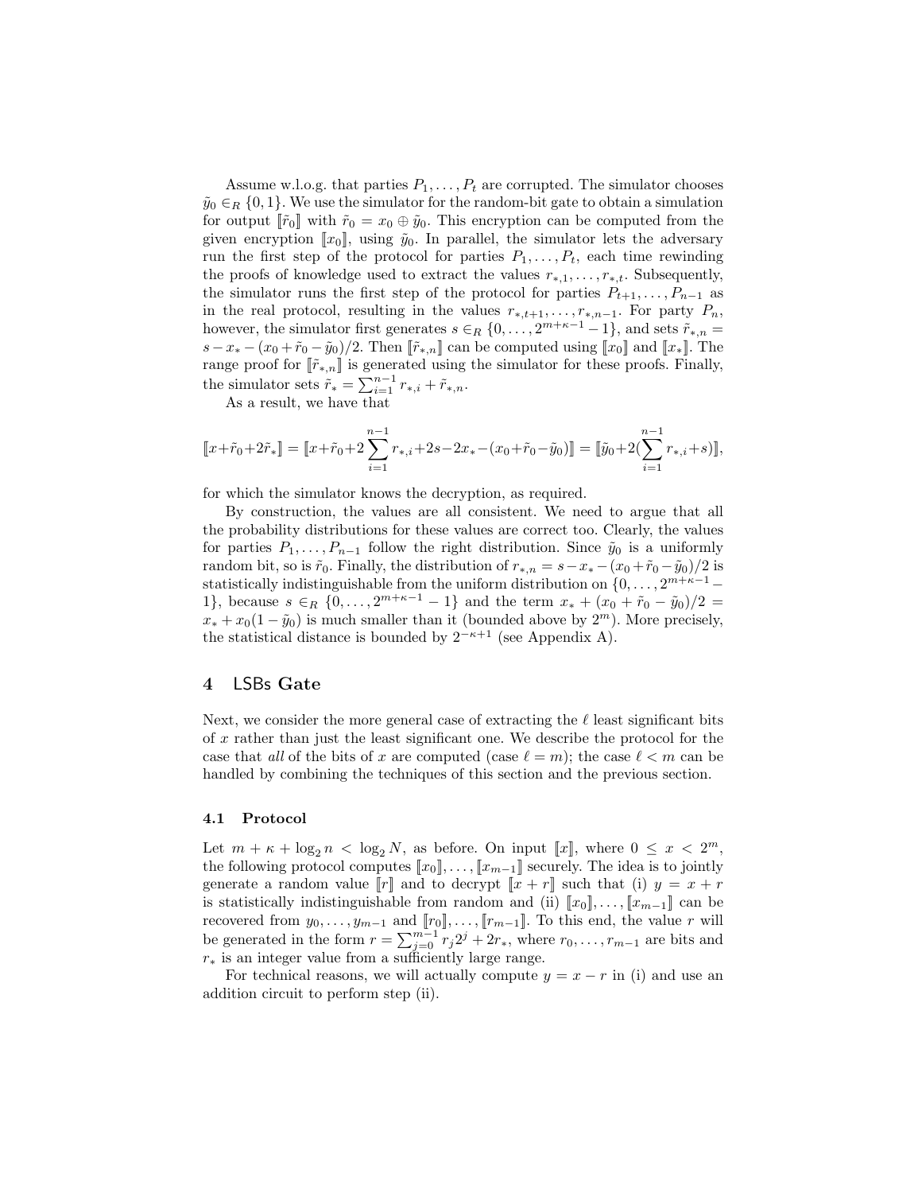Assume w.l.o.g. that parties $P_1, \ldots, P_t$ are corrupted. The simulator chooses $\tilde{y}_0 \in_R \{0,1\}$. We use the simulator for the random-bit gate to obtain a simulation for output $[\![\tilde{r}_0]\!]$ with $\tilde{r}_0 = x_0 \oplus \tilde{y}_0$. This encryption can be computed from the given encryption $[\![x_0]\!]$, using $\tilde{y}_0$. In parallel, the simulator lets the adversary run the first step of the protocol for parties $P_1, \ldots, P_t$, each time rewinding the proofs of knowledge used to extract the values $r_{*,1}, \ldots, r_{*,t}$. Subsequently, the simulator runs the first step of the protocol for parties $P_{t+1}, \ldots, P_{n-1}$ as in the real protocol, resulting in the values $r_{*,t+1}, \ldots, r_{*,n-1}$. For party $P_n$, however, the simulator first generates $s \in_R \{0, \ldots, 2^{m+\kappa-1}-1\}$, and sets $\tilde{r}_{*,n} = s - x_* - (x_0 + \tilde{r}_0 - \tilde{y}_0)/2$. Then $[\![\tilde{r}_{*,n}]\!]$ can be computed using $[\![x_0]\!]$ and $[\![x_*]\!]$. The range proof for $[\![\tilde{r}_{*,n}]\!]$ is generated using the simulator for these proofs. Finally, the simulator sets $\tilde{r}_* = \sum_{i=1}^{n-1} r_{*,i} + \tilde{r}_{*,n}$.

As a result, we have that

$$[\![x+\tilde{r}_0+2\tilde{r}_*]\!] = [\![x+\tilde{r}_0+2\sum_{i=1}^{n-1} r_{*,i}+2s-2x_*-(x_0+\tilde{r}_0-\tilde{y}_0)]\!] = [\![\tilde{y}_0+2(\sum_{i=1}^{n-1} r_{*,i}+s)]\!],$$

for which the simulator knows the decryption, as required.

By construction, the values are all consistent. We need to argue that all the probability distributions for these values are correct too. Clearly, the values for parties $P_1, \ldots, P_{n-1}$ follow the right distribution. Since $\tilde{y}_0$ is a uniformly random bit, so is $\tilde{r}_0$. Finally, the distribution of $r_{*,n} = s - x_* - (x_0+\tilde{r}_0-\tilde{y}_0)/2$ is statistically indistinguishable from the uniform distribution on $\{0, \ldots, 2^{m+\kappa-1}-1\}$, because $s \in_R \{0, \ldots, 2^{m+\kappa-1}-1\}$ and the term $x_* + (x_0 + \tilde{r}_0 - \tilde{y}_0)/2 = x_* + x_0(1-\tilde{y}_0)$ is much smaller than it (bounded above by $2^m$). More precisely, the statistical distance is bounded by $2^{-\kappa+1}$ (see Appendix A).

## 4 LSBs Gate

Next, we consider the more general case of extracting the $\ell$ least significant bits of $x$ rather than just the least significant one. We describe the protocol for the case that *all* of the bits of $x$ are computed (case $\ell = m$); the case $\ell < m$ can be handled by combining the techniques of this section and the previous section.

### 4.1 Protocol

Let $m + \kappa + \log_2 n < \log_2 N$, as before. On input $[\![x]\!]$, where $0 \leq x < 2^m$, the following protocol computes $[\![x_0]\!], \ldots, [\![x_{m-1}]\!]$ securely. The idea is to jointly generate a random value $[\![r]\!]$ and to decrypt $[\![x+r]\!]$ such that (i) $y = x + r$ is statistically indistinguishable from random and (ii) $[\![x_0]\!], \ldots, [\![x_{m-1}]\!]$ can be recovered from $y_0, \ldots, y_{m-1}$ and $[\![r_0]\!], \ldots, [\![r_{m-1}]\!]$. To this end, the value $r$ will be generated in the form $r = \sum_{j=0}^{m-1} r_j 2^j + 2r_*$, where $r_0, \ldots, r_{m-1}$ are bits and $r_*$ is an integer value from a sufficiently large range.

For technical reasons, we will actually compute $y = x - r$ in (i) and use an addition circuit to perform step (ii).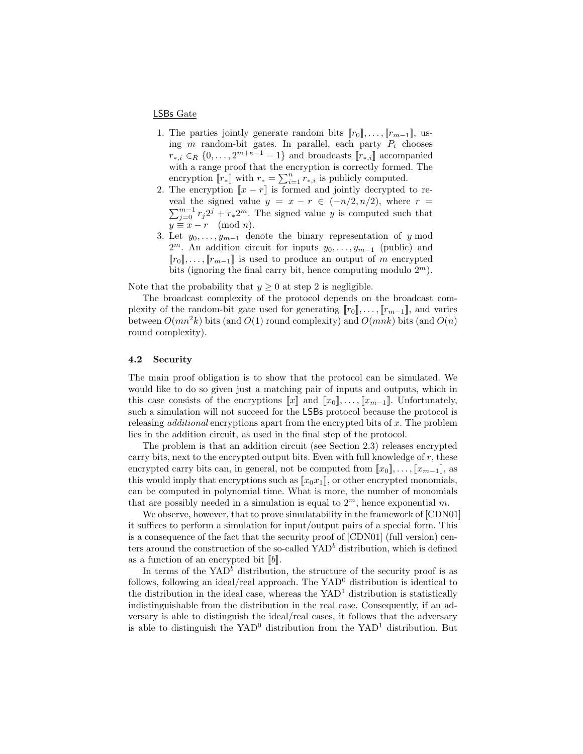LSBs Gate

1. The parties jointly generate random bits $[\![r_0]\!], \ldots, [\![r_{m-1}]\!]$, using $m$ random-bit gates. In parallel, each party $P_i$ chooses $r_{*,i} \in_R \{0, \ldots, 2^{m+\kappa-1} - 1\}$ and broadcasts $[\![r_{*,i}]\!]$ accompanied with a range proof that the encryption is correctly formed. The encryption $[\![r_*]\!]$ with $r_* = \sum_{i=1}^{n} r_{*,i}$ is publicly computed.
2. The encryption $[\![x - r]\!]$ is formed and jointly decrypted to reveal the signed value $y = x - r \in (-n/2, n/2)$, where $r = \sum_{j=0}^{m-1} r_j 2^j + r_* 2^m$. The signed value $y$ is computed such that $y \equiv x - r \pmod{n}$.
3. Let $y_0, \ldots, y_{m-1}$ denote the binary representation of $y \bmod 2^m$. An addition circuit for inputs $y_0, \ldots, y_{m-1}$ (public) and $[\![r_0]\!], \ldots, [\![r_{m-1}]\!]$ is used to produce an output of $m$ encrypted bits (ignoring the final carry bit, hence computing modulo $2^m$).

Note that the probability that $y \geq 0$ at step 2 is negligible.

The broadcast complexity of the protocol depends on the broadcast complexity of the random-bit gate used for generating $[\![r_0]\!], \ldots, [\![r_{m-1}]\!]$, and varies between $O(mn^2k)$ bits (and $O(1)$ round complexity) and $O(mnk)$ bits (and $O(n)$ round complexity).

### 4.2 Security

The main proof obligation is to show that the protocol can be simulated. We would like to do so given just a matching pair of inputs and outputs, which in this case consists of the encryptions $[\![x]\!]$ and $[\![x_0]\!], \ldots, [\![x_{m-1}]\!]$. Unfortunately, such a simulation will not succeed for the LSBs protocol because the protocol is releasing *additional* encryptions apart from the encrypted bits of $x$. The problem lies in the addition circuit, as used in the final step of the protocol.

The problem is that an addition circuit (see Section 2.3) releases encrypted carry bits, next to the encrypted output bits. Even with full knowledge of $r$, these encrypted carry bits can, in general, not be computed from $[\![x_0]\!], \ldots, [\![x_{m-1}]\!]$, as this would imply that encryptions such as $[\![x_0 x_1]\!]$, or other encrypted monomials, can be computed in polynomial time. What is more, the number of monomials that are possibly needed in a simulation is equal to $2^m$, hence exponential $m$.

We observe, however, that to prove simulatability in the framework of [CDN01] it suffices to perform a simulation for input/output pairs of a special form. This is a consequence of the fact that the security proof of [CDN01] (full version) centers around the construction of the so-called $\text{YAD}^b$ distribution, which is defined as a function of an encrypted bit $[\![b]\!]$.

In terms of the $\text{YAD}^b$ distribution, the structure of the security proof is as follows, following an ideal/real approach. The $\text{YAD}^0$ distribution is identical to the distribution in the ideal case, whereas the $\text{YAD}^1$ distribution is statistically indistinguishable from the distribution in the real case. Consequently, if an adversary is able to distinguish the ideal/real cases, it follows that the adversary is able to distinguish the $\text{YAD}^0$ distribution from the $\text{YAD}^1$ distribution. But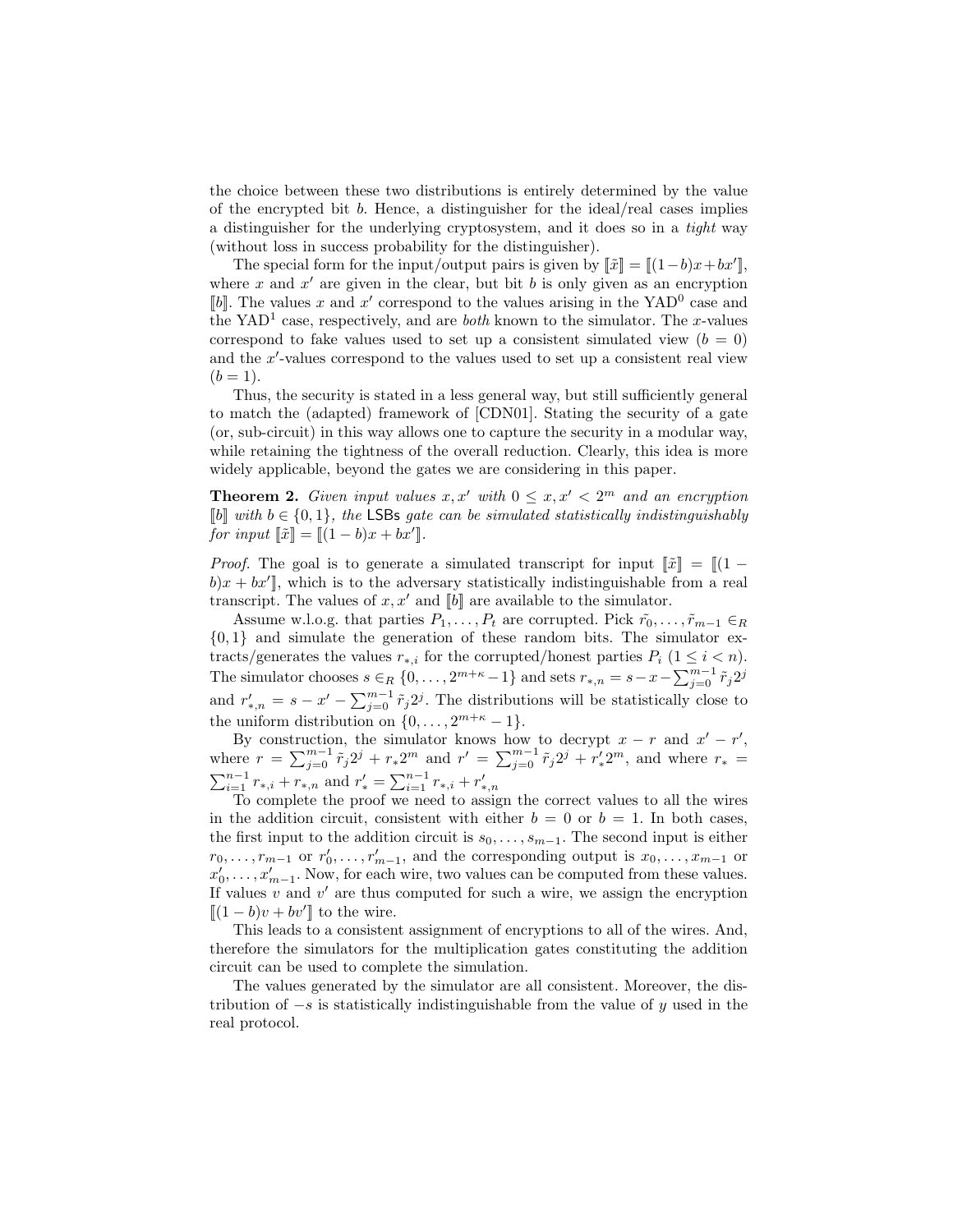the choice between these two distributions is entirely determined by the value of the encrypted bit $b$. Hence, a distinguisher for the ideal/real cases implies a distinguisher for the underlying cryptosystem, and it does so in a *tight* way (without loss in success probability for the distinguisher).

The special form for the input/output pairs is given by $[\![\tilde{x}]\!] = [\![(1-b)x+bx']\!]$, where $x$ and $x'$ are given in the clear, but bit $b$ is only given as an encryption $[\![b]\!]$. The values $x$ and $x'$ correspond to the values arising in the YAD$^0$ case and the YAD$^1$ case, respectively, and are *both* known to the simulator. The $x$-values correspond to fake values used to set up a consistent simulated view ($b = 0$) and the $x'$-values correspond to the values used to set up a consistent real view ($b = 1$).

Thus, the security is stated in a less general way, but still sufficiently general to match the (adapted) framework of [CDN01]. Stating the security of a gate (or, sub-circuit) in this way allows one to capture the security in a modular way, while retaining the tightness of the overall reduction. Clearly, this idea is more widely applicable, beyond the gates we are considering in this paper.

**Theorem 2.** *Given input values $x, x'$ with $0 \le x, x' < 2^m$ and an encryption $[\![b]\!]$ with $b \in \{0, 1\}$, the* LSBs *gate can be simulated statistically indistinguishably for input $[\![\tilde{x}]\!] = [\![(1-b)x + bx']\!]$.*

*Proof.* The goal is to generate a simulated transcript for input $[\![\tilde{x}]\!] = [\![(1-b)x + bx']\!]$, which is to the adversary statistically indistinguishable from a real transcript. The values of $x, x'$ and $[\![b]\!]$ are available to the simulator.

Assume w.l.o.g. that parties $P_1, \ldots, P_t$ are corrupted. Pick $\tilde{r}_0, \ldots, \tilde{r}_{m-1} \in_R \{0, 1\}$ and simulate the generation of these random bits. The simulator extracts/generates the values $r_{*,i}$ for the corrupted/honest parties $P_i$ ($1 \le i < n$). The simulator chooses $s \in_R \{0, \ldots, 2^{m+\kappa} - 1\}$ and sets $r_{*,n} = s - x - \sum_{j=0}^{m-1} \tilde{r}_j 2^j$ and $r'_{*,n} = s - x' - \sum_{j=0}^{m-1} \tilde{r}_j 2^j$. The distributions will be statistically close to the uniform distribution on $\{0, \ldots, 2^{m+\kappa} - 1\}$.

By construction, the simulator knows how to decrypt $x - r$ and $x' - r'$, where $r = \sum_{j=0}^{m-1} \tilde{r}_j 2^j + r_* 2^m$ and $r' = \sum_{j=0}^{m-1} \tilde{r}_j 2^j + r'_* 2^m$, and where $r_* = \sum_{i=1}^{n-1} r_{*,i} + r_{*,n}$ and $r'_* = \sum_{i=1}^{n-1} r_{*,i} + r'_{*,n}$

To complete the proof we need to assign the correct values to all the wires in the addition circuit, consistent with either $b = 0$ or $b = 1$. In both cases, the first input to the addition circuit is $s_0, \ldots, s_{m-1}$. The second input is either $r_0, \ldots, r_{m-1}$ or $r'_0, \ldots, r'_{m-1}$, and the corresponding output is $x_0, \ldots, x_{m-1}$ or $x'_0, \ldots, x'_{m-1}$. Now, for each wire, two values can be computed from these values. If values $v$ and $v'$ are thus computed for such a wire, we assign the encryption $[\![(1-b)v + bv']\!]$ to the wire.

This leads to a consistent assignment of encryptions to all of the wires. And, therefore the simulators for the multiplication gates constituting the addition circuit can be used to complete the simulation.

The values generated by the simulator are all consistent. Moreover, the distribution of $-s$ is statistically indistinguishable from the value of $y$ used in the real protocol.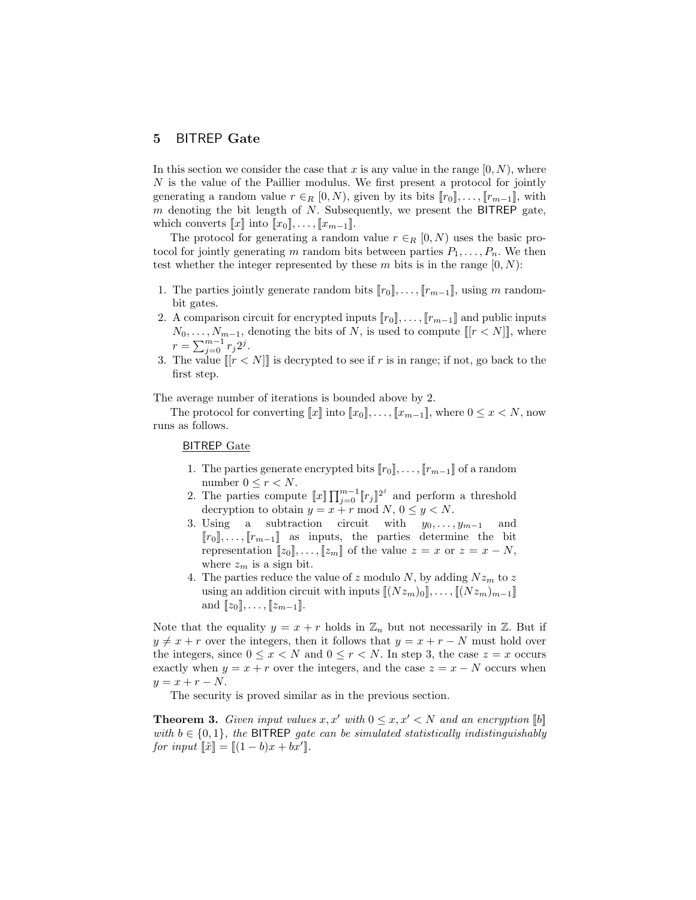## 5 BITREP Gate

In this section we consider the case that $x$ is any value in the range $[0, N)$, where $N$ is the value of the Paillier modulus. We first present a protocol for jointly generating a random value $r \in_R [0, N)$, given by its bits $[\![r_0]\!], \ldots, [\![r_{m-1}]\!]$, with $m$ denoting the bit length of $N$. Subsequently, we present the BITREP gate, which converts $[\![x]\!]$ into $[\![x_0]\!], \ldots, [\![x_{m-1}]\!]$.

The protocol for generating a random value $r \in_R [0, N)$ uses the basic protocol for jointly generating $m$ random bits between parties $P_1, \ldots, P_n$. We then test whether the integer represented by these $m$ bits is in the range $[0, N)$:

1. The parties jointly generate random bits $[\![r_0]\!], \ldots, [\![r_{m-1}]\!]$, using $m$ random-bit gates.
2. A comparison circuit for encrypted inputs $[\![r_0]\!], \ldots, [\![r_{m-1}]\!]$ and public inputs $N_0, \ldots, N_{m-1}$, denoting the bits of $N$, is used to compute $[\![[r < N]]\!]$, where $r = \sum_{j=0}^{m-1} r_j 2^j$.
3. The value $[\![[r < N]]\!]$ is decrypted to see if $r$ is in range; if not, go back to the first step.

The average number of iterations is bounded above by 2.

The protocol for converting $[\![x]\!]$ into $[\![x_0]\!], \ldots, [\![x_{m-1}]\!]$, where $0 \leq x < N$, now runs as follows.

<u>BITREP Gate</u>

1. The parties generate encrypted bits $[\![r_0]\!], \ldots, [\![r_{m-1}]\!]$ of a random number $0 \leq r < N$.
2. The parties compute $[\![x]\!] \prod_{j=0}^{m-1} [\![r_j]\!]^{2^j}$ and perform a threshold decryption to obtain $y = x + r \bmod N$, $0 \leq y < N$.
3. Using a subtraction circuit with $y_0, \ldots, y_{m-1}$ and $[\![r_0]\!], \ldots, [\![r_{m-1}]\!]$ as inputs, the parties determine the bit representation $[\![z_0]\!], \ldots, [\![z_m]\!]$ of the value $z = x$ or $z = x - N$, where $z_m$ is a sign bit.
4. The parties reduce the value of $z$ modulo $N$, by adding $Nz_m$ to $z$ using an addition circuit with inputs $[\![(Nz_m)_0]\!], \ldots, [\![(Nz_m)_{m-1}]\!]$ and $[\![z_0]\!], \ldots, [\![z_{m-1}]\!]$.

Note that the equality $y = x + r$ holds in $\mathbb{Z}_n$ but not necessarily in $\mathbb{Z}$. But if $y \neq x + r$ over the integers, then it follows that $y = x + r - N$ must hold over the integers, since $0 \leq x < N$ and $0 \leq r < N$. In step 3, the case $z = x$ occurs exactly when $y = x + r$ over the integers, and the case $z = x - N$ occurs when $y = x + r - N$.

The security is proved similar as in the previous section.

**Theorem 3.** *Given input values $x, x'$ with $0 \leq x, x' < N$ and an encryption $[\![b]\!]$ with $b \in \{0, 1\}$, the* BITREP *gate can be simulated statistically indistinguishably for input $[\![\tilde{x}]\!] = [\![(1-b)x + bx']\!]$.*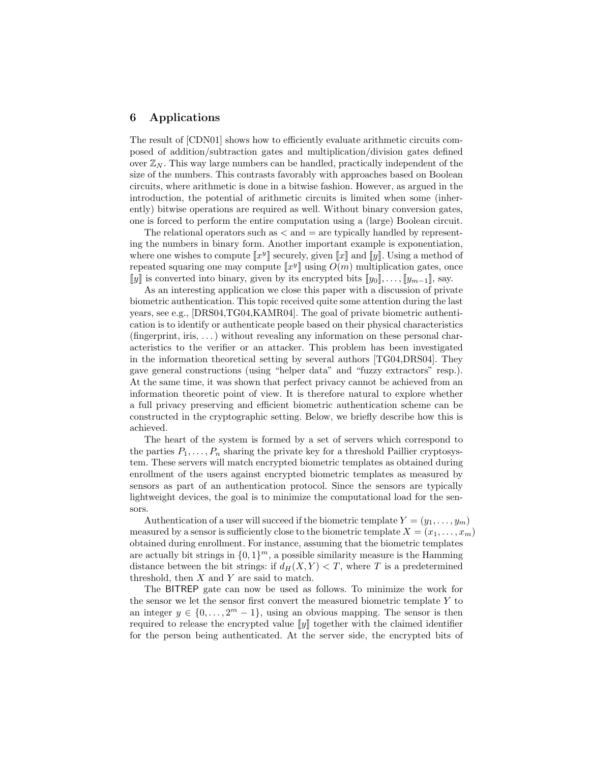## 6 Applications

The result of [CDN01] shows how to efficiently evaluate arithmetic circuits composed of addition/subtraction gates and multiplication/division gates defined over $\mathbb{Z}_N$. This way large numbers can be handled, practically independent of the size of the numbers. This contrasts favorably with approaches based on Boolean circuits, where arithmetic is done in a bitwise fashion. However, as argued in the introduction, the potential of arithmetic circuits is limited when some (inherently) bitwise operations are required as well. Without binary conversion gates, one is forced to perform the entire computation using a (large) Boolean circuit.

The relational operators such as $<$ and $=$ are typically handled by representing the numbers in binary form. Another important example is exponentiation, where one wishes to compute $[\![x^y]\!]$ securely, given $[\![x]\!]$ and $[\![y]\!]$. Using a method of repeated squaring one may compute $[\![x^y]\!]$ using $O(m)$ multiplication gates, once $[\![y]\!]$ is converted into binary, given by its encrypted bits $[\![y_0]\!], \dots, [\![y_{m-1}]\!]$, say.

As an interesting application we close this paper with a discussion of private biometric authentication. This topic received quite some attention during the last years, see e.g., [DRS04,TG04,KAMR04]. The goal of private biometric authentication is to identify or authenticate people based on their physical characteristics (fingerprint, iris, ...) without revealing any information on these personal characteristics to the verifier or an attacker. This problem has been investigated in the information theoretical setting by several authors [TG04,DRS04]. They gave general constructions (using "helper data" and "fuzzy extractors" resp.). At the same time, it was shown that perfect privacy cannot be achieved from an information theoretic point of view. It is therefore natural to explore whether a full privacy preserving and efficient biometric authentication scheme can be constructed in the cryptographic setting. Below, we briefly describe how this is achieved.

The heart of the system is formed by a set of servers which correspond to the parties $P_1, \dots, P_n$ sharing the private key for a threshold Paillier cryptosystem. These servers will match encrypted biometric templates as obtained during enrollment of the users against encrypted biometric templates as measured by sensors as part of an authentication protocol. Since the sensors are typically lightweight devices, the goal is to minimize the computational load for the sensors.

Authentication of a user will succeed if the biometric template $Y = (y_1, \dots, y_m)$ measured by a sensor is sufficiently close to the biometric template $X = (x_1, \dots, x_m)$ obtained during enrollment. For instance, assuming that the biometric templates are actually bit strings in $\{0, 1\}^m$, a possible similarity measure is the Hamming distance between the bit strings: if $d_H(X, Y) < T$, where $T$ is a predetermined threshold, then $X$ and $Y$ are said to match.

The BITREP gate can now be used as follows. To minimize the work for the sensor we let the sensor first convert the measured biometric template $Y$ to an integer $y \in \{0, \dots, 2^m - 1\}$, using an obvious mapping. The sensor is then required to release the encrypted value $[\![y]\!]$ together with the claimed identifier for the person being authenticated. At the server side, the encrypted bits of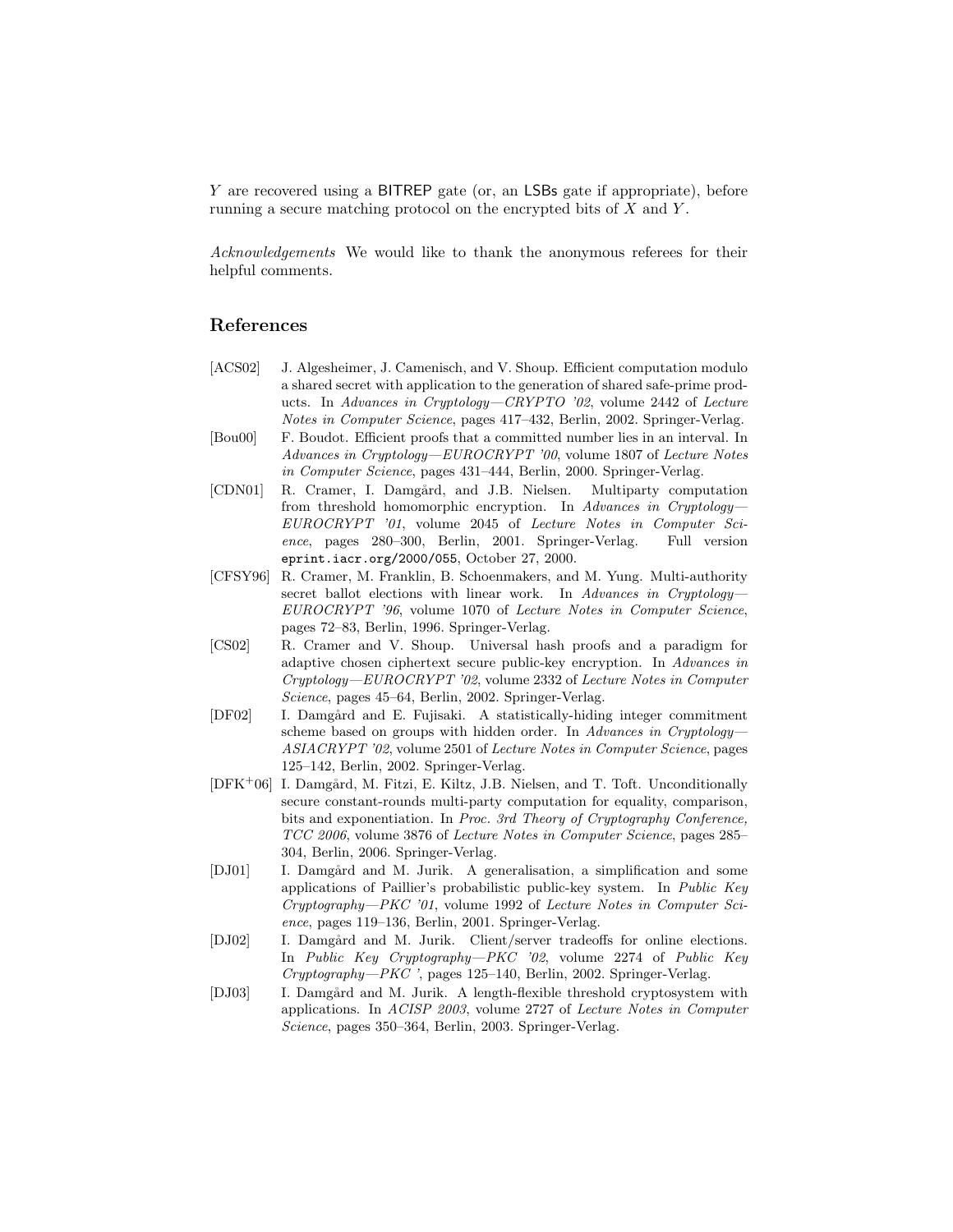$Y$ are recovered using a BITREP gate (or, an LSBs gate if appropriate), before running a secure matching protocol on the encrypted bits of $X$ and $Y$.

*Acknowledgements* We would like to thank the anonymous referees for their helpful comments.

## References

[ACS02] J. Algesheimer, J. Camenisch, and V. Shoup. Efficient computation modulo a shared secret with application to the generation of shared safe-prime products. In *Advances in Cryptology—CRYPTO '02*, volume 2442 of *Lecture Notes in Computer Science*, pages 417–432, Berlin, 2002. Springer-Verlag.

[Bou00] F. Boudot. Efficient proofs that a committed number lies in an interval. In *Advances in Cryptology—EUROCRYPT '00*, volume 1807 of *Lecture Notes in Computer Science*, pages 431–444, Berlin, 2000. Springer-Verlag.

[CDN01] R. Cramer, I. Damgård, and J.B. Nielsen. Multiparty computation from threshold homomorphic encryption. In *Advances in Cryptology—EUROCRYPT '01*, volume 2045 of *Lecture Notes in Computer Science*, pages 280–300, Berlin, 2001. Springer-Verlag. Full version `eprint.iacr.org/2000/055`, October 27, 2000.

[CFSY96] R. Cramer, M. Franklin, B. Schoenmakers, and M. Yung. Multi-authority secret ballot elections with linear work. In *Advances in Cryptology—EUROCRYPT '96*, volume 1070 of *Lecture Notes in Computer Science*, pages 72–83, Berlin, 1996. Springer-Verlag.

[CS02] R. Cramer and V. Shoup. Universal hash proofs and a paradigm for adaptive chosen ciphertext secure public-key encryption. In *Advances in Cryptology—EUROCRYPT '02*, volume 2332 of *Lecture Notes in Computer Science*, pages 45–64, Berlin, 2002. Springer-Verlag.

[DF02] I. Damgård and E. Fujisaki. A statistically-hiding integer commitment scheme based on groups with hidden order. In *Advances in Cryptology—ASIACRYPT '02*, volume 2501 of *Lecture Notes in Computer Science*, pages 125–142, Berlin, 2002. Springer-Verlag.

[DFK+06] I. Damgård, M. Fitzi, E. Kiltz, J.B. Nielsen, and T. Toft. Unconditionally secure constant-rounds multi-party computation for equality, comparison, bits and exponentiation. In *Proc. 3rd Theory of Cryptography Conference, TCC 2006*, volume 3876 of *Lecture Notes in Computer Science*, pages 285–304, Berlin, 2006. Springer-Verlag.

[DJ01] I. Damgård and M. Jurik. A generalisation, a simplification and some applications of Paillier's probabilistic public-key system. In *Public Key Cryptography—PKC '01*, volume 1992 of *Lecture Notes in Computer Science*, pages 119–136, Berlin, 2001. Springer-Verlag.

[DJ02] I. Damgård and M. Jurik. Client/server tradeoffs for online elections. In *Public Key Cryptography—PKC '02*, volume 2274 of *Public Key Cryptography—PKC '*, pages 125–140, Berlin, 2002. Springer-Verlag.

[DJ03] I. Damgård and M. Jurik. A length-flexible threshold cryptosystem with applications. In *ACISP 2003*, volume 2727 of *Lecture Notes in Computer Science*, pages 350–364, Berlin, 2003. Springer-Verlag.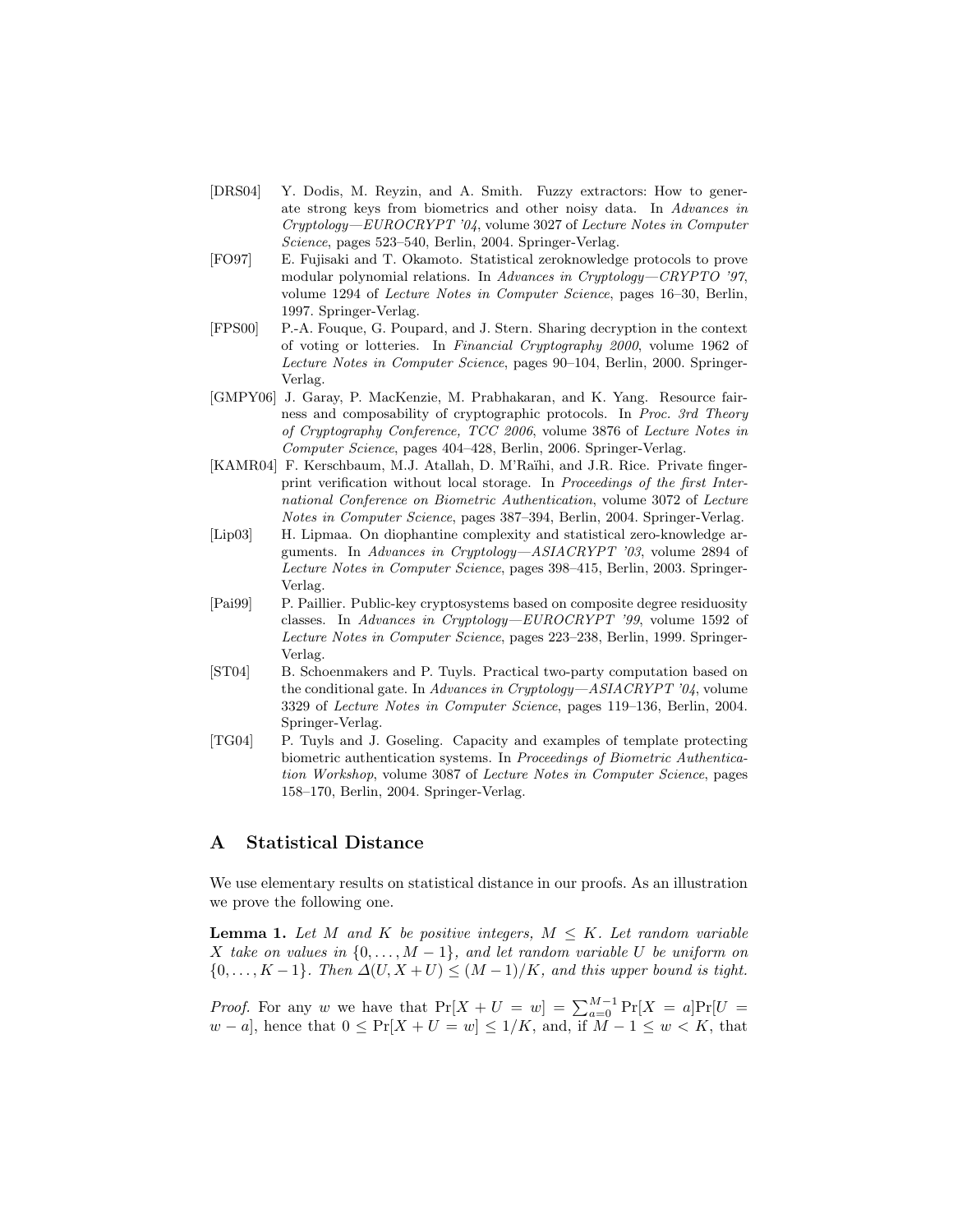[DRS04] Y. Dodis, M. Reyzin, and A. Smith. Fuzzy extractors: How to generate strong keys from biometrics and other noisy data. In *Advances in Cryptology—EUROCRYPT '04*, volume 3027 of *Lecture Notes in Computer Science*, pages 523–540, Berlin, 2004. Springer-Verlag.

[FO97] E. Fujisaki and T. Okamoto. Statistical zeroknowledge protocols to prove modular polynomial relations. In *Advances in Cryptology—CRYPTO '97*, volume 1294 of *Lecture Notes in Computer Science*, pages 16–30, Berlin, 1997. Springer-Verlag.

[FPS00] P.-A. Fouque, G. Poupard, and J. Stern. Sharing decryption in the context of voting or lotteries. In *Financial Cryptography 2000*, volume 1962 of *Lecture Notes in Computer Science*, pages 90–104, Berlin, 2000. Springer-Verlag.

[GMPY06] J. Garay, P. MacKenzie, M. Prabhakaran, and K. Yang. Resource fairness and composability of cryptographic protocols. In *Proc. 3rd Theory of Cryptography Conference, TCC 2006*, volume 3876 of *Lecture Notes in Computer Science*, pages 404–428, Berlin, 2006. Springer-Verlag.

[KAMR04] F. Kerschbaum, M.J. Atallah, D. M'Raïhi, and J.R. Rice. Private fingerprint verification without local storage. In *Proceedings of the first International Conference on Biometric Authentication*, volume 3072 of *Lecture Notes in Computer Science*, pages 387–394, Berlin, 2004. Springer-Verlag.

[Lip03] H. Lipmaa. On diophantine complexity and statistical zero-knowledge arguments. In *Advances in Cryptology—ASIACRYPT '03*, volume 2894 of *Lecture Notes in Computer Science*, pages 398–415, Berlin, 2003. Springer-Verlag.

[Pai99] P. Paillier. Public-key cryptosystems based on composite degree residuosity classes. In *Advances in Cryptology—EUROCRYPT '99*, volume 1592 of *Lecture Notes in Computer Science*, pages 223–238, Berlin, 1999. Springer-Verlag.

[ST04] B. Schoenmakers and P. Tuyls. Practical two-party computation based on the conditional gate. In *Advances in Cryptology—ASIACRYPT '04*, volume 3329 of *Lecture Notes in Computer Science*, pages 119–136, Berlin, 2004. Springer-Verlag.

[TG04] P. Tuyls and J. Goseling. Capacity and examples of template protecting biometric authentication systems. In *Proceedings of Biometric Authentication Workshop*, volume 3087 of *Lecture Notes in Computer Science*, pages 158–170, Berlin, 2004. Springer-Verlag.

## A Statistical Distance

We use elementary results on statistical distance in our proofs. As an illustration we prove the following one.

**Lemma 1.** *Let $M$ and $K$ be positive integers, $M \leq K$. Let random variable $X$ take on values in $\{0, \ldots, M-1\}$, and let random variable $U$ be uniform on $\{0, \ldots, K-1\}$. Then $\Delta(U, X+U) \leq (M-1)/K$, and this upper bound is tight.*

*Proof.* For any $w$ we have that $\Pr[X+U=w] = \sum_{a=0}^{M-1} \Pr[X=a]\Pr[U=w-a]$, hence that $0 \leq \Pr[X+U=w] \leq 1/K$, and, if $M-1 \leq w < K$, that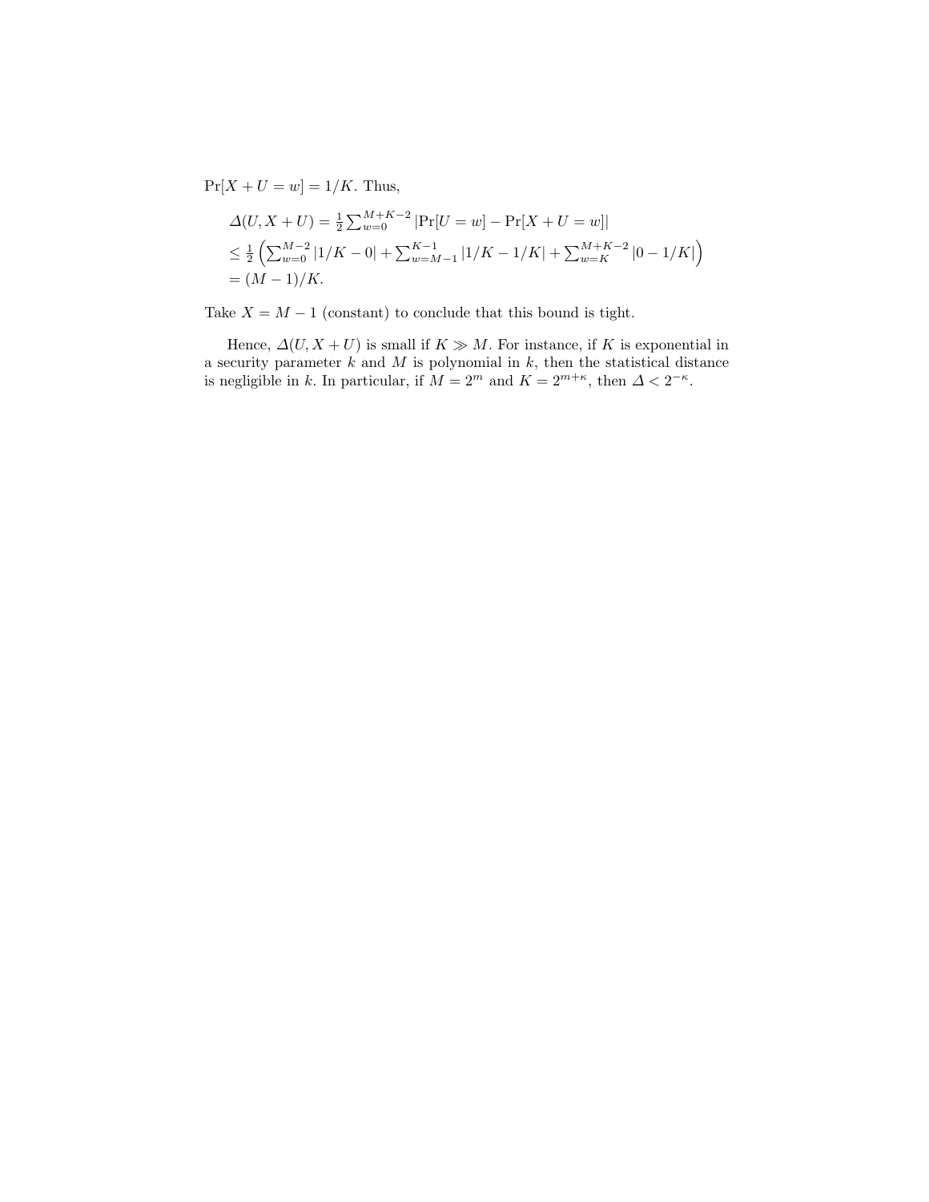$\Pr[X + U = w] = 1/K$. Thus,

$$
\begin{aligned}
&\Delta(U, X+U) = \tfrac{1}{2}\sum_{w=0}^{M+K-2} |\Pr[U = w] - \Pr[X+U = w]| \\
&\leq \tfrac{1}{2}\left(\sum_{w=0}^{M-2} |1/K - 0| + \sum_{w=M-1}^{K-1} |1/K - 1/K| + \sum_{w=K}^{M+K-2} |0 - 1/K|\right) \\
&= (M-1)/K.
\end{aligned}
$$

Take $X = M - 1$ (constant) to conclude that this bound is tight.

Hence, $\Delta(U, X+U)$ is small if $K \gg M$. For instance, if $K$ is exponential in a security parameter $k$ and $M$ is polynomial in $k$, then the statistical distance is negligible in $k$. In particular, if $M = 2^m$ and $K = 2^{m+\kappa}$, then $\Delta < 2^{-\kappa}$.